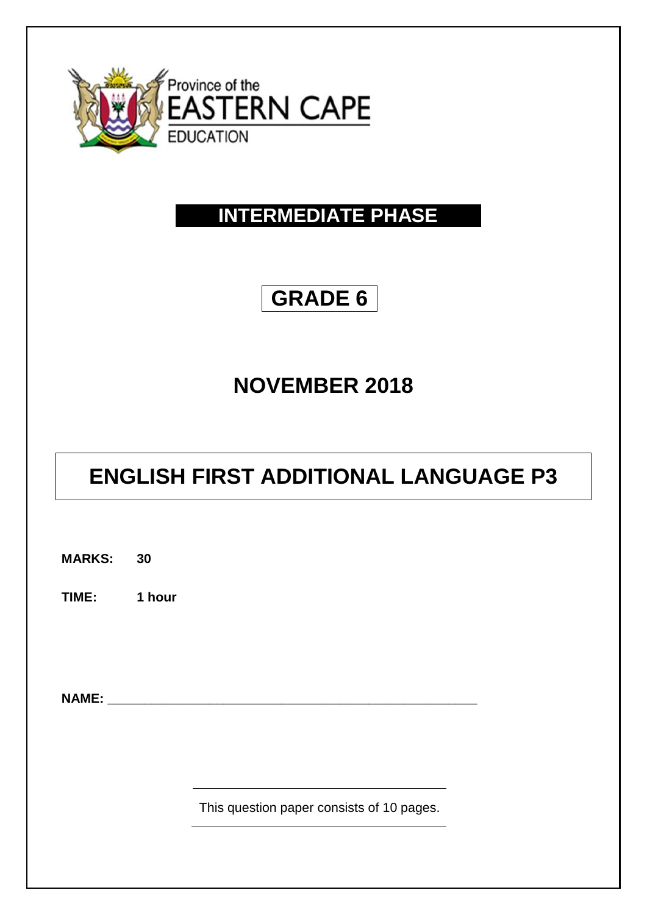Province of the
EASTERN CAPE
EDUCATION

# INTERMEDIATE PHASE

# GRADE 6

# NOVEMBER 2018

# ENGLISH FIRST ADDITIONAL LANGUAGE P3

**MARKS:** **30**

**TIME:** **1 hour**

**NAME:** ______________________________________________________

This question paper consists of 10 pages.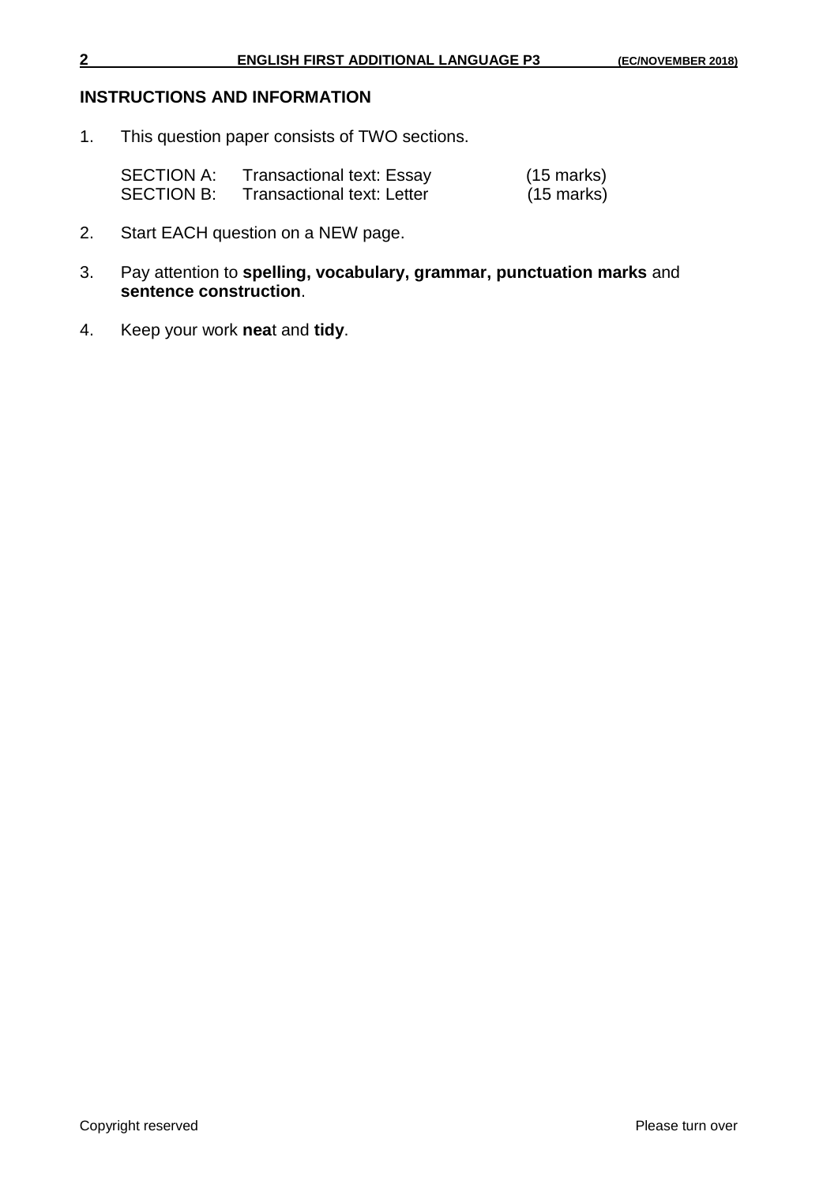## INSTRUCTIONS AND INFORMATION

1. This question paper consists of TWO sections.

| | | |
|---|---|---|
| SECTION A: | Transactional text: Essay | (15 marks) |
| SECTION B: | Transactional text: Letter | (15 marks) |

2. Start EACH question on a NEW page.

3. Pay attention to **spelling, vocabulary, grammar, punctuation marks** and **sentence construction**.

4. Keep your work **nea**t and **tidy**.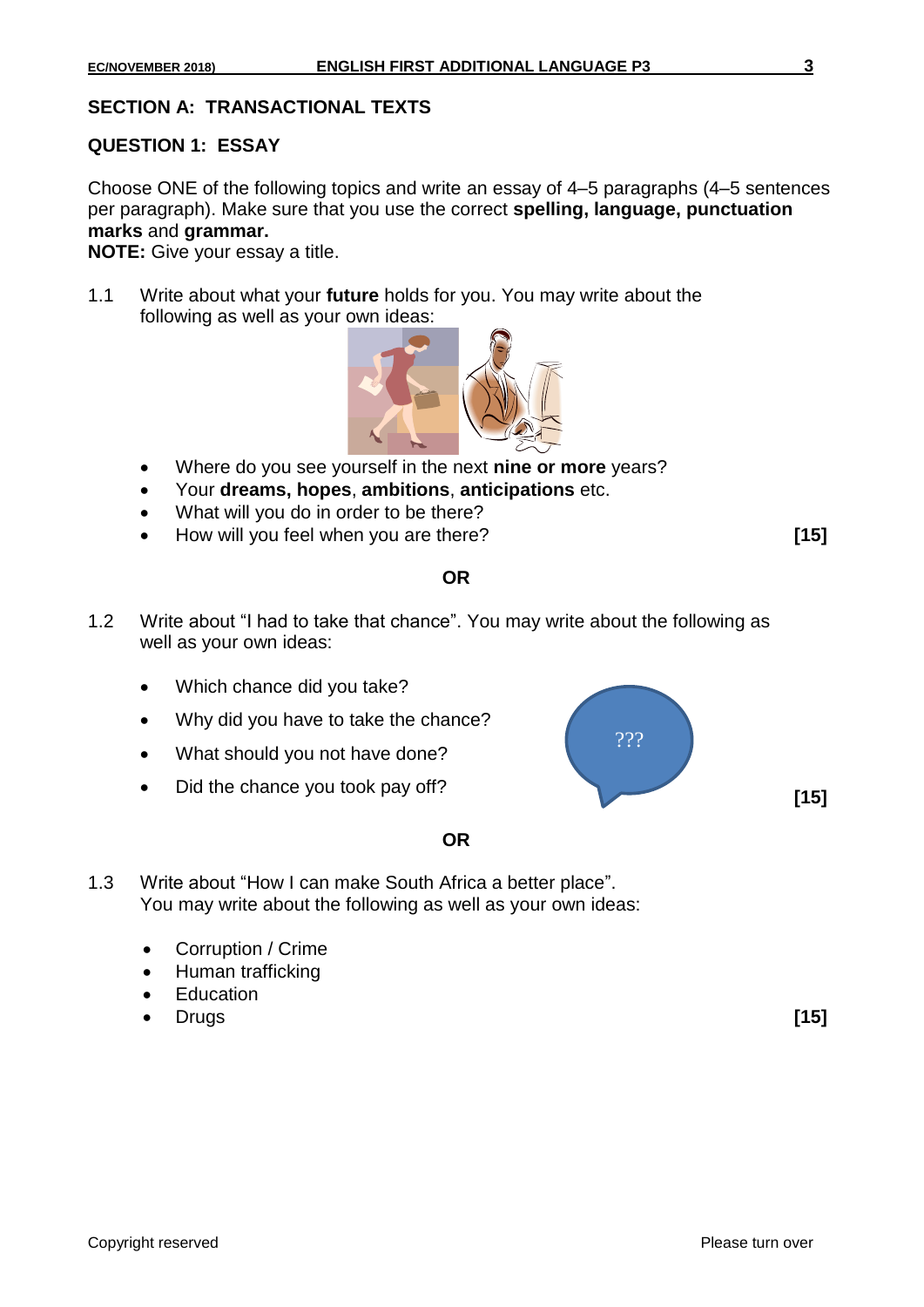## SECTION A: TRANSACTIONAL TEXTS

### QUESTION 1: ESSAY

Choose ONE of the following topics and write an essay of 4–5 paragraphs (4–5 sentences per paragraph). Make sure that you use the correct **spelling, language, punctuation marks** and **grammar.**

**NOTE:** Give your essay a title.

1.1 Write about what your **future** holds for you. You may write about the following as well as your own ideas:

- Where do you see yourself in the next **nine or more** years?
- Your **dreams, hopes**, **ambitions**, **anticipations** etc.
- What will you do in order to be there?
- How will you feel when you are there? **[15]**

**OR**

1.2 Write about "I had to take that chance". You may write about the following as well as your own ideas:

- Which chance did you take?
- Why did you have to take the chance?
- What should you not have done?
- Did the chance you took pay off? **[15]**

**OR**

1.3 Write about "How I can make South Africa a better place". You may write about the following as well as your own ideas:

- Corruption / Crime
- Human trafficking
- Education
- Drugs **[15]**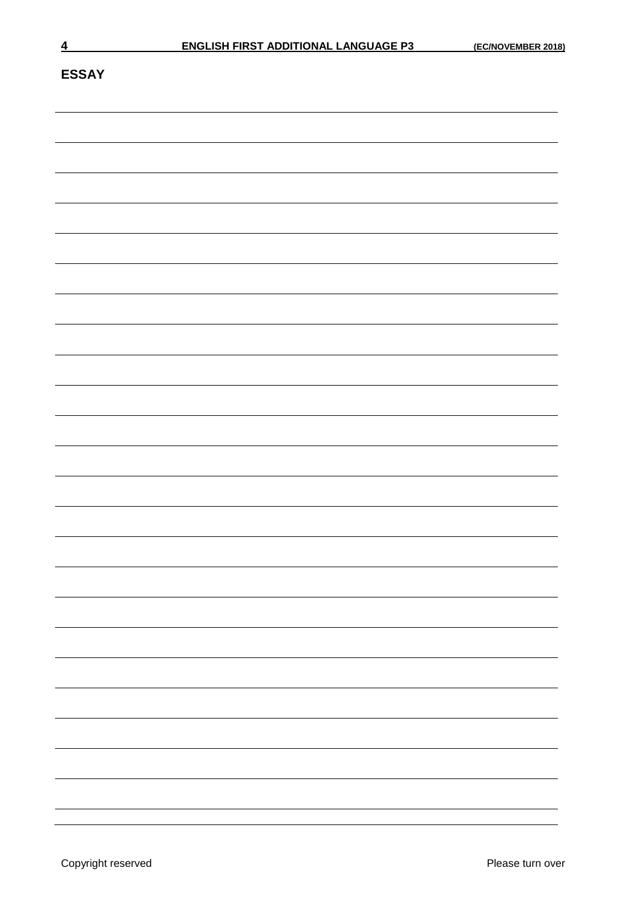## ESSAY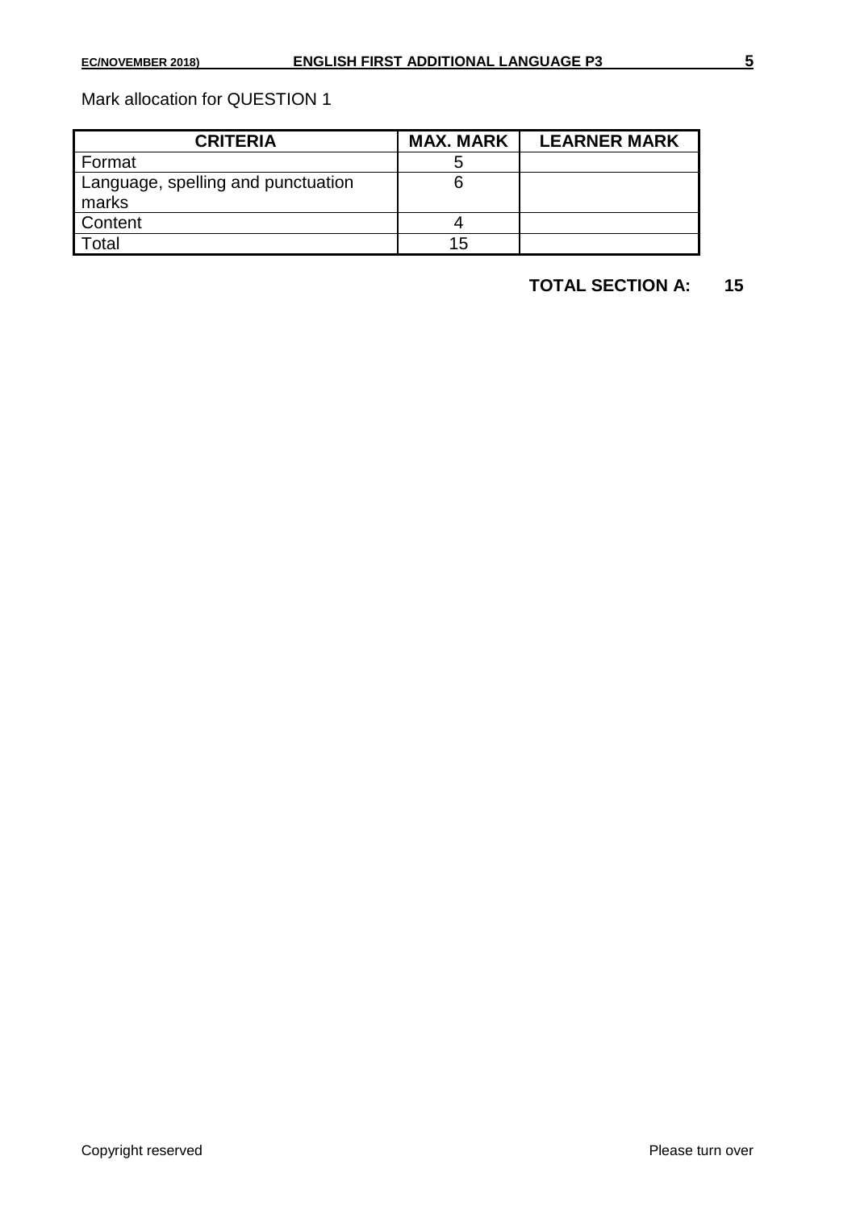Mark allocation for QUESTION 1

| CRITERIA | MAX. MARK | LEARNER MARK |
|---|---|---|
| Format | 5 | |
| Language, spelling and punctuation marks | 6 | |
| Content | 4 | |
| Total | 15 | |

**TOTAL SECTION A: 15**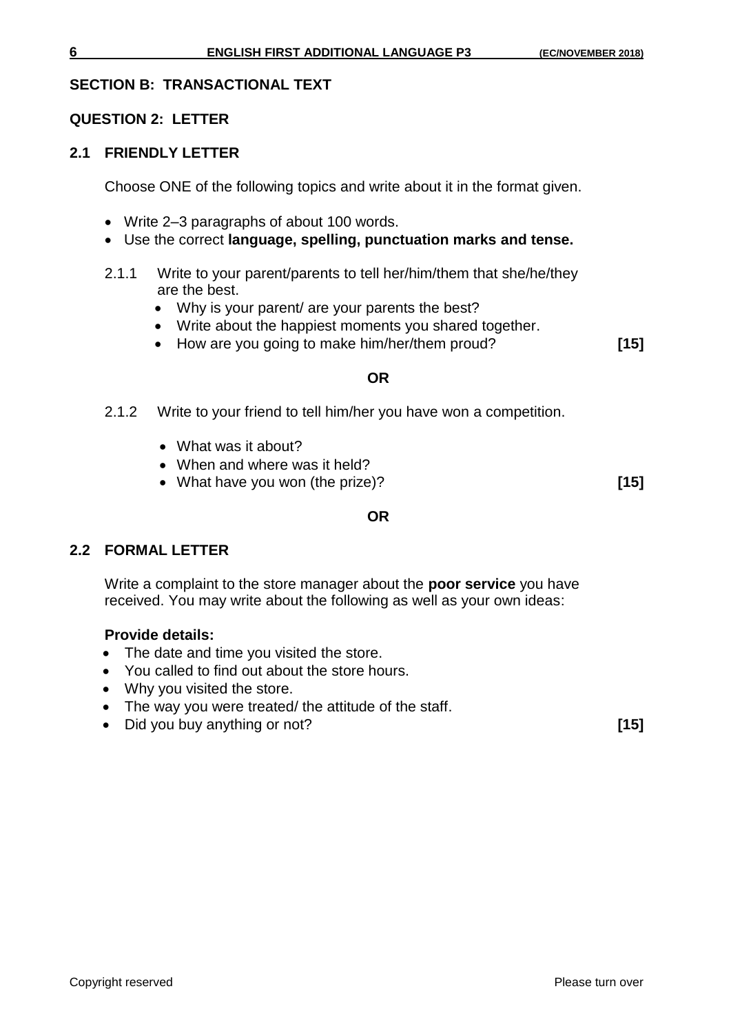## SECTION B: TRANSACTIONAL TEXT

### QUESTION 2: LETTER

### 2.1 FRIENDLY LETTER

Choose ONE of the following topics and write about it in the format given.

- Write 2–3 paragraphs of about 100 words.
- Use the correct **language, spelling, punctuation marks and tense.**

2.1.1 Write to your parent/parents to tell her/him/them that she/he/they are the best.

- Why is your parent/ are your parents the best?
- Write about the happiest moments you shared together.
- How are you going to make him/her/them proud? **[15]**

**OR**

2.1.2 Write to your friend to tell him/her you have won a competition.

- What was it about?
- When and where was it held?
- What have you won (the prize)? **[15]**

**OR**

### 2.2 FORMAL LETTER

Write a complaint to the store manager about the **poor service** you have received. You may write about the following as well as your own ideas:

**Provide details:**

- The date and time you visited the store.
- You called to find out about the store hours.
- Why you visited the store.
- The way you were treated/ the attitude of the staff.
- Did you buy anything or not? **[15]**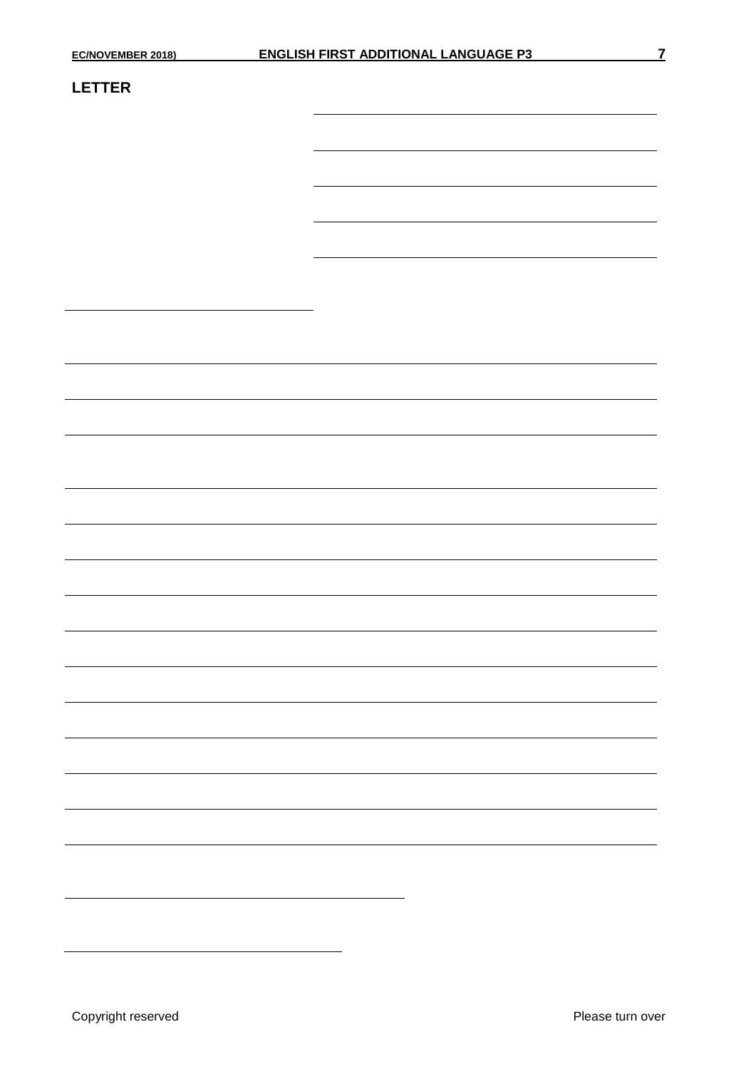**LETTER**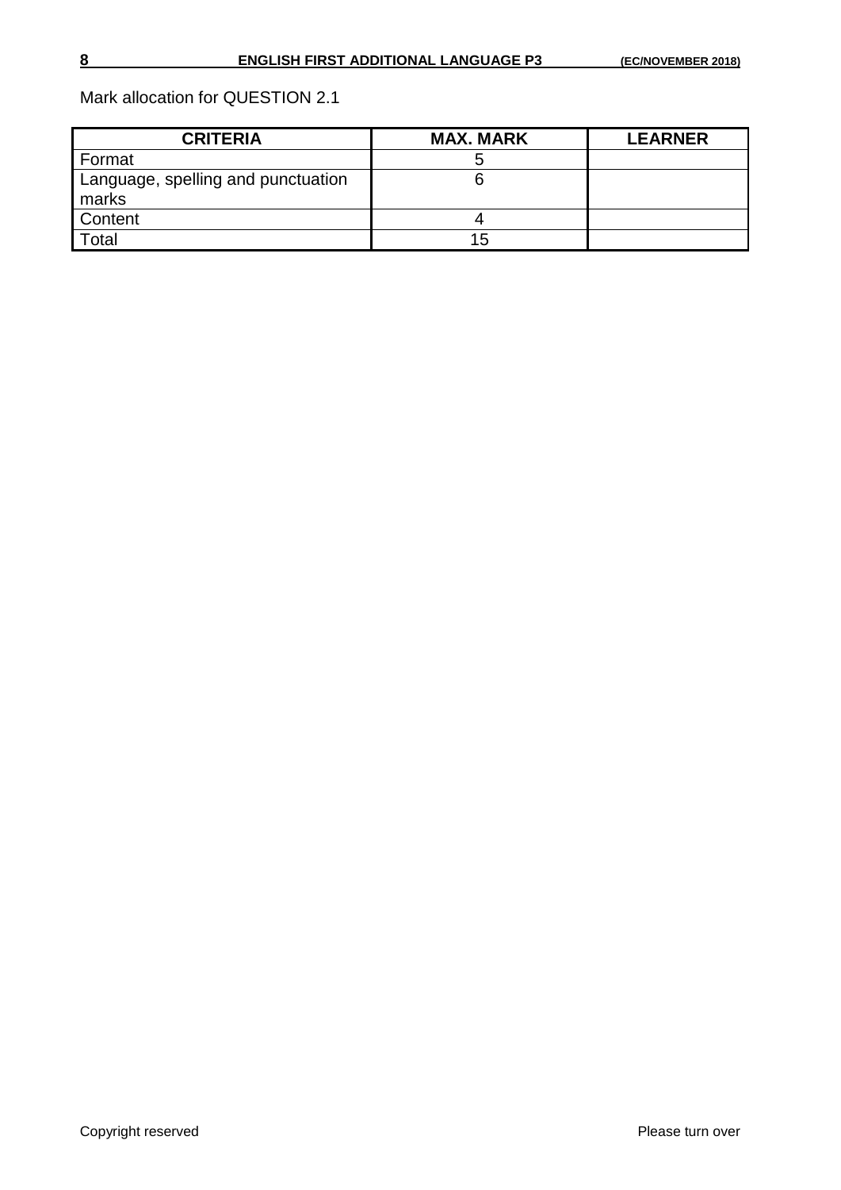Mark allocation for QUESTION 2.1

| CRITERIA | MAX. MARK | LEARNER |
|---|---|---|
| Format | 5 | |
| Language, spelling and punctuation marks | 6 | |
| Content | 4 | |
| Total | 15 | |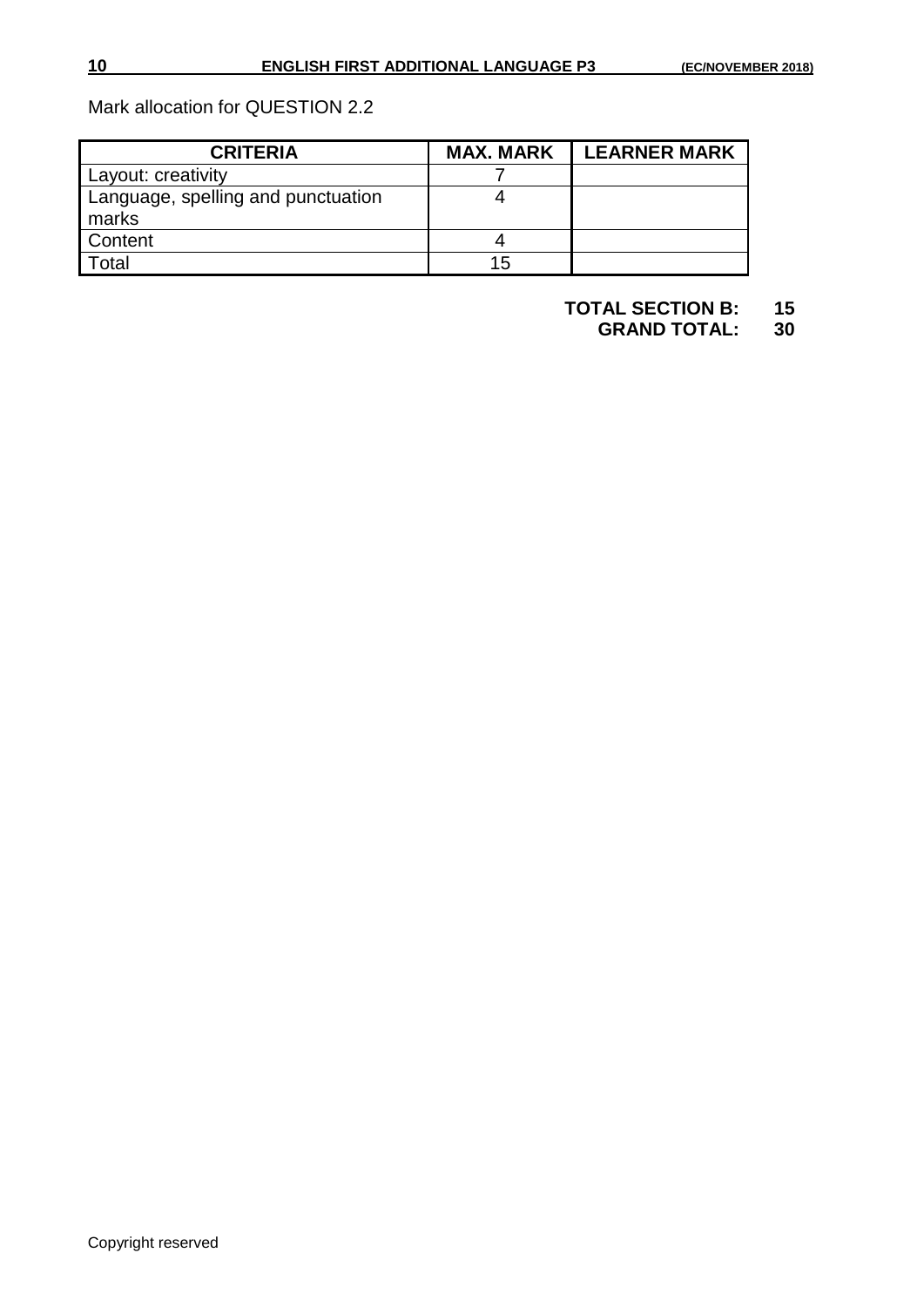Mark allocation for QUESTION 2.2

| CRITERIA | MAX. MARK | LEARNER MARK |
|---|---|---|
| Layout: creativity | 7 | |
| Language, spelling and punctuation marks | 4 | |
| Content | 4 | |
| Total | 15 | |

**TOTAL SECTION B: 15**
**GRAND TOTAL: 30**

Copyright reserved